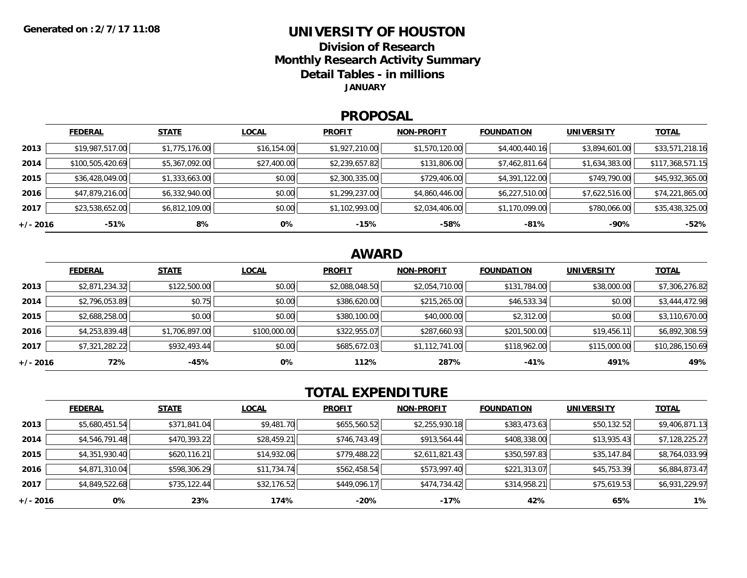Generated on : 2/7/17 11:08

# UNIVERSITY OF HOUSTON

## Division of Research
## Monthly Research Activity Summary
## Detail Tables - in millions

**JANUARY**

## PROPOSAL

| | FEDERAL | STATE | LOCAL | PROFIT | NON-PROFIT | FOUNDATION | UNIVERSITY | TOTAL |
|---|---|---|---|---|---|---|---|---|
| **2013** | $19,987,517.00 | $1,775,176.00 | $16,154.00 | $1,927,210.00 | $1,570,120.00 | $4,400,440.16 | $3,894,601.00 | $33,571,218.16 |
| **2014** | $100,505,420.69 | $5,367,092.00 | $27,400.00 | $2,239,657.82 | $131,806.00 | $7,462,811.64 | $1,634,383.00 | $117,368,571.15 |
| **2015** | $36,428,049.00 | $1,333,663.00 | $0.00 | $2,300,335.00 | $729,406.00 | $4,391,122.00 | $749,790.00 | $45,932,365.00 |
| **2016** | $47,879,216.00 | $6,332,940.00 | $0.00 | $1,299,237.00 | $4,860,446.00 | $6,227,510.00 | $7,622,516.00 | $74,221,865.00 |
| **2017** | $23,538,652.00 | $6,812,109.00 | $0.00 | $1,102,993.00 | $2,034,406.00 | $1,170,099.00 | $780,066.00 | $35,438,325.00 |
| **+/- 2016** | **-51%** | **8%** | **0%** | **-15%** | **-58%** | **-81%** | **-90%** | **-52%** |

## AWARD

| | FEDERAL | STATE | LOCAL | PROFIT | NON-PROFIT | FOUNDATION | UNIVERSITY | TOTAL |
|---|---|---|---|---|---|---|---|---|
| **2013** | $2,871,234.32 | $122,500.00 | $0.00 | $2,088,048.50 | $2,054,710.00 | $131,784.00 | $38,000.00 | $7,306,276.82 |
| **2014** | $2,796,053.89 | $0.75 | $0.00 | $386,620.00 | $215,265.00 | $46,533.34 | $0.00 | $3,444,472.98 |
| **2015** | $2,688,258.00 | $0.00 | $0.00 | $380,100.00 | $40,000.00 | $2,312.00 | $0.00 | $3,110,670.00 |
| **2016** | $4,253,839.48 | $1,706,897.00 | $100,000.00 | $322,955.07 | $287,660.93 | $201,500.00 | $19,456.11 | $6,892,308.59 |
| **2017** | $7,321,282.22 | $932,493.44 | $0.00 | $685,672.03 | $1,112,741.00 | $118,962.00 | $115,000.00 | $10,286,150.69 |
| **+/- 2016** | **72%** | **-45%** | **0%** | **112%** | **287%** | **-41%** | **491%** | **49%** |

## TOTAL EXPENDITURE

| | FEDERAL | STATE | LOCAL | PROFIT | NON-PROFIT | FOUNDATION | UNIVERSITY | TOTAL |
|---|---|---|---|---|---|---|---|---|
| **2013** | $5,680,451.54 | $371,841.04 | $9,481.70 | $655,560.52 | $2,255,930.18 | $383,473.63 | $50,132.52 | $9,406,871.13 |
| **2014** | $4,546,791.48 | $470,393.22 | $28,459.21 | $746,743.49 | $913,564.44 | $408,338.00 | $13,935.43 | $7,128,225.27 |
| **2015** | $4,351,930.40 | $620,116.21 | $14,932.06 | $779,488.22 | $2,611,821.43 | $350,597.83 | $35,147.84 | $8,764,033.99 |
| **2016** | $4,871,310.04 | $598,306.29 | $11,734.74 | $562,458.54 | $573,997.40 | $221,313.07 | $45,753.39 | $6,884,873.47 |
| **2017** | $4,849,522.68 | $735,122.44 | $32,176.52 | $449,096.17 | $474,734.42 | $314,958.21 | $75,619.53 | $6,931,229.97 |
| **+/- 2016** | **0%** | **23%** | **174%** | **-20%** | **-17%** | **42%** | **65%** | **1%** |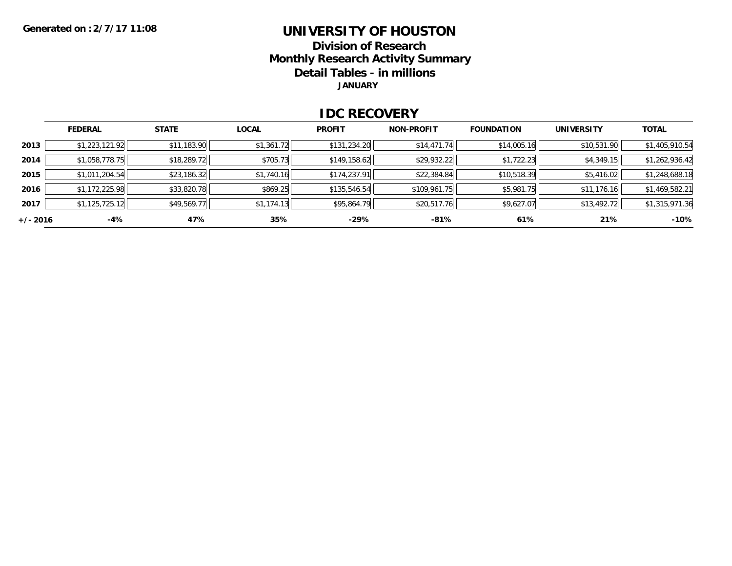**Generated on : 2/7/17 11:08**

# UNIVERSITY OF HOUSTON

## Division of Research

## Monthly Research Activity Summary

## Detail Tables - in millions

**JANUARY**

## IDC RECOVERY

| | FEDERAL | STATE | LOCAL | PROFIT | NON-PROFIT | FOUNDATION | UNIVERSITY | TOTAL |
|---|---|---|---|---|---|---|---|---|
| **2013** | $1,223,121.92 | $11,183.90 | $1,361.72 | $131,234.20 | $14,471.74 | $14,005.16 | $10,531.90 | $1,405,910.54 |
| **2014** | $1,058,778.75 | $18,289.72 | $705.73 | $149,158.62 | $29,932.22 | $1,722.23 | $4,349.15 | $1,262,936.42 |
| **2015** | $1,011,204.54 | $23,186.32 | $1,740.16 | $174,237.91 | $22,384.84 | $10,518.39 | $5,416.02 | $1,248,688.18 |
| **2016** | $1,172,225.98 | $33,820.78 | $869.25 | $135,546.54 | $109,961.75 | $5,981.75 | $11,176.16 | $1,469,582.21 |
| **2017** | $1,125,725.12 | $49,569.77 | $1,174.13 | $95,864.79 | $20,517.76 | $9,627.07 | $13,492.72 | $1,315,971.36 |
| **+/- 2016** | **-4%** | **47%** | **35%** | **-29%** | **-81%** | **61%** | **21%** | **-10%** |